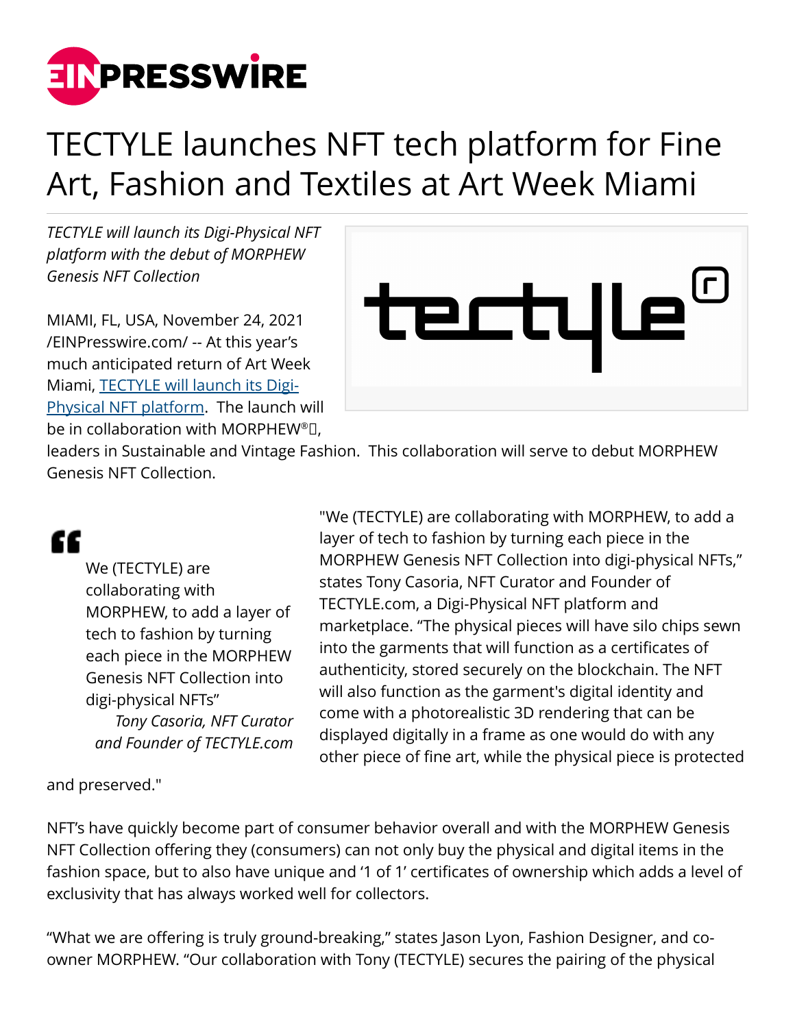# TECTYLE launches NFT tech platform for Fine Art, Fashion and Textiles at Art Week Miami

*TECTYLE will launch its Digi-Physical NFT platform with the debut of MORPHEW Genesis NFT Collection*

MIAMI, FL, USA, November 24, 2021 /EINPresswire.com/ -- At this year's much anticipated return of Art Week Miami, [TECTYLE will launch its Digi-Physical NFT platform](). The launch will be in collaboration with MORPHEW®, leaders in Sustainable and Vintage Fashion. This collaboration will serve to debut MORPHEW Genesis NFT Collection.

> We (TECTYLE) are collaborating with MORPHEW, to add a layer of tech to fashion by turning each piece in the MORPHEW Genesis NFT Collection into digi-physical NFTs"
>
> *Tony Casoria, NFT Curator and Founder of TECTYLE.com*

"We (TECTYLE) are collaborating with MORPHEW, to add a layer of tech to fashion by turning each piece in the MORPHEW Genesis NFT Collection into digi-physical NFTs," states Tony Casoria, NFT Curator and Founder of TECTYLE.com, a Digi-Physical NFT platform and marketplace. "The physical pieces will have silo chips sewn into the garments that will function as a certificates of authenticity, stored securely on the blockchain. The NFT will also function as the garment's digital identity and come with a photorealistic 3D rendering that can be displayed digitally in a frame as one would do with any other piece of fine art, while the physical piece is protected and preserved."

NFT's have quickly become part of consumer behavior overall and with the MORPHEW Genesis NFT Collection offering they (consumers) can not only buy the physical and digital items in the fashion space, but to also have unique and '1 of 1' certificates of ownership which adds a level of exclusivity that has always worked well for collectors.

"What we are offering is truly ground-breaking," states Jason Lyon, Fashion Designer, and co-owner MORPHEW. "Our collaboration with Tony (TECTYLE) secures the pairing of the physical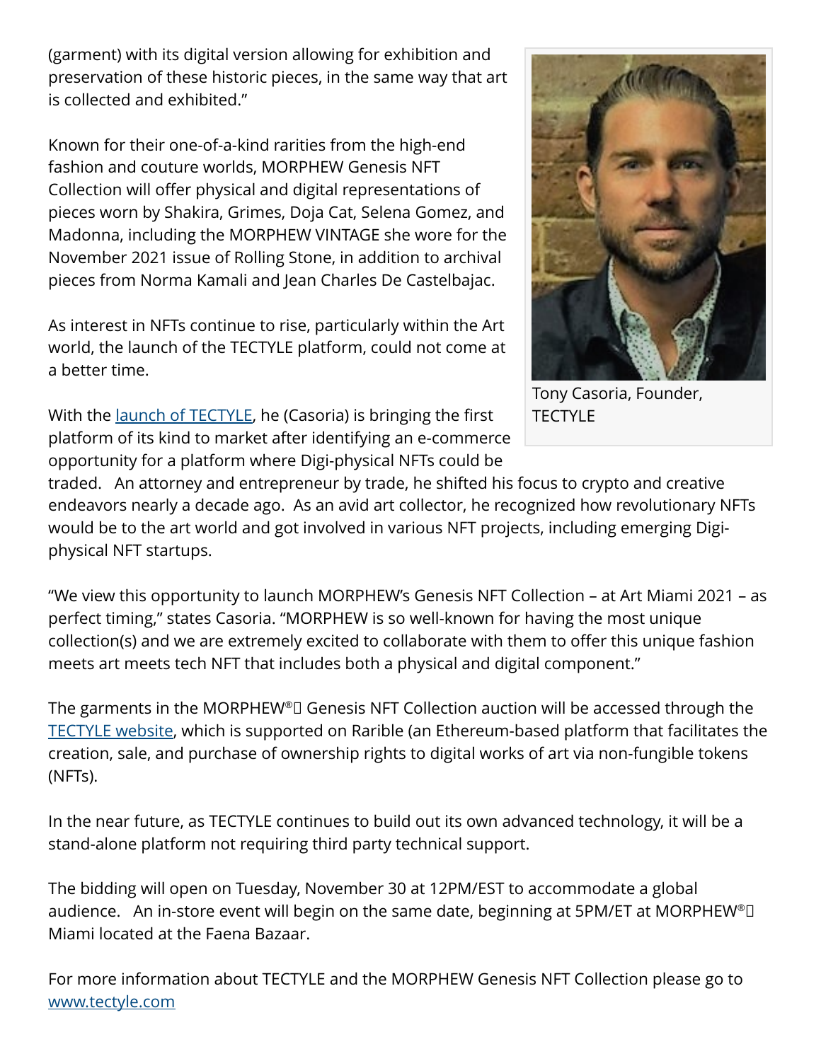(garment) with its digital version allowing for exhibition and preservation of these historic pieces, in the same way that art is collected and exhibited."

Known for their one-of-a-kind rarities from the high-end fashion and couture worlds, MORPHEW Genesis NFT Collection will offer physical and digital representations of pieces worn by Shakira, Grimes, Doja Cat, Selena Gomez, and Madonna, including the MORPHEW VINTAGE she wore for the November 2021 issue of Rolling Stone, in addition to archival pieces from Norma Kamali and Jean Charles De Castelbajac.

As interest in NFTs continue to rise, particularly within the Art world, the launch of the TECTYLE platform, could not come at a better time.

Tony Casoria, Founder, TECTYLE

With the [launch of TECTYLE](), he (Casoria) is bringing the first platform of its kind to market after identifying an e-commerce opportunity for a platform where Digi-physical NFTs could be traded. An attorney and entrepreneur by trade, he shifted his focus to crypto and creative endeavors nearly a decade ago. As an avid art collector, he recognized how revolutionary NFTs would be to the art world and got involved in various NFT projects, including emerging Digi-physical NFT startups.

"We view this opportunity to launch MORPHEW's Genesis NFT Collection – at Art Miami 2021 – as perfect timing," states Casoria. "MORPHEW is so well-known for having the most unique collection(s) and we are extremely excited to collaborate with them to offer this unique fashion meets art meets tech NFT that includes both a physical and digital component."

The garments in the MORPHEW® Genesis NFT Collection auction will be accessed through the [TECTYLE website](), which is supported on Rarible (an Ethereum-based platform that facilitates the creation, sale, and purchase of ownership rights to digital works of art via non-fungible tokens (NFTs).

In the near future, as TECTYLE continues to build out its own advanced technology, it will be a stand-alone platform not requiring third party technical support.

The bidding will open on Tuesday, November 30 at 12PM/EST to accommodate a global audience. An in-store event will begin on the same date, beginning at 5PM/ET at MORPHEW® Miami located at the Faena Bazaar.

For more information about TECTYLE and the MORPHEW Genesis NFT Collection please go to [www.tectyle.com]()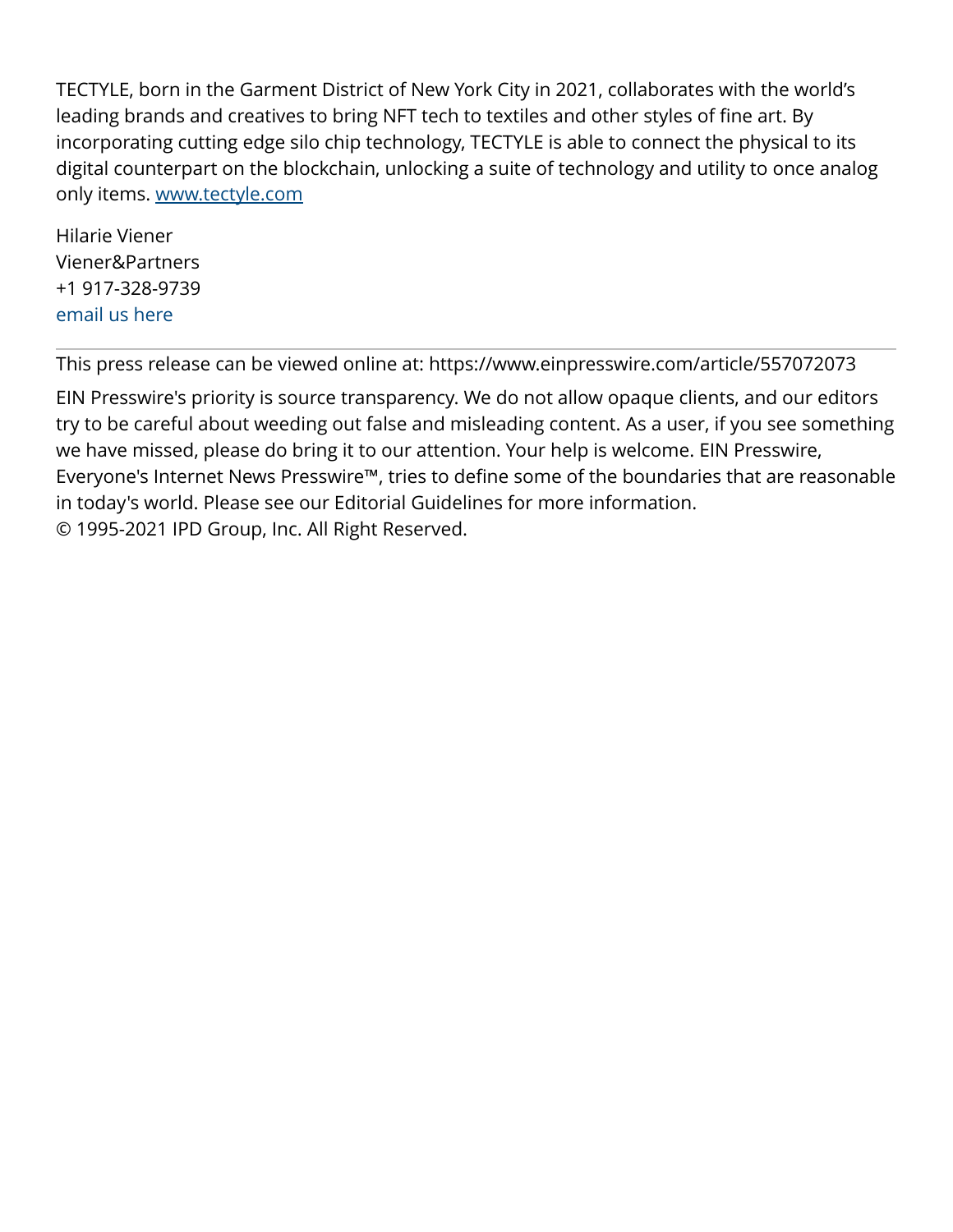TECTYLE, born in the Garment District of New York City in 2021, collaborates with the world's leading brands and creatives to bring NFT tech to textiles and other styles of fine art. By incorporating cutting edge silo chip technology, TECTYLE is able to connect the physical to its digital counterpart on the blockchain, unlocking a suite of technology and utility to once analog only items. [www.tectyle.com](http://www.tectyle.com)

Hilarie Viener
Viener&Partners
+1 917-328-9739
email us here

---

This press release can be viewed online at: https://www.einpresswire.com/article/557072073

EIN Presswire's priority is source transparency. We do not allow opaque clients, and our editors try to be careful about weeding out false and misleading content. As a user, if you see something we have missed, please do bring it to our attention. Your help is welcome. EIN Presswire, Everyone's Internet News Presswire™, tries to define some of the boundaries that are reasonable in today's world. Please see our Editorial Guidelines for more information.
© 1995-2021 IPD Group, Inc. All Right Reserved.